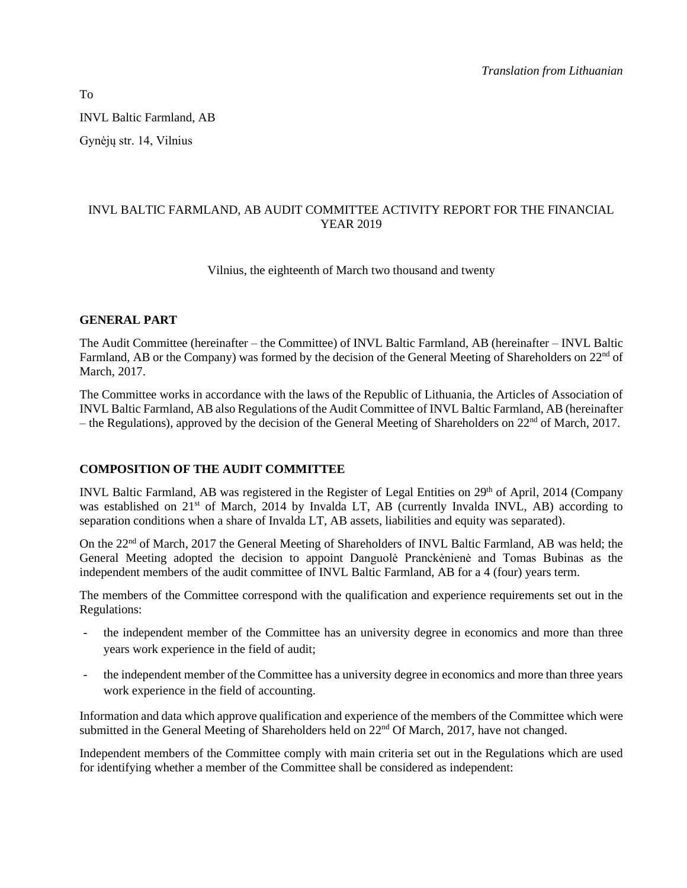*Translation from Lithuanian*

To

INVL Baltic Farmland, AB

Gynėjų str. 14, Vilnius

# INVL BALTIC FARMLAND, AB AUDIT COMMITTEE ACTIVITY REPORT FOR THE FINANCIAL YEAR 2019

Vilnius, the eighteenth of March two thousand and twenty

## GENERAL PART

The Audit Committee (hereinafter – the Committee) of INVL Baltic Farmland, AB (hereinafter – INVL Baltic Farmland, AB or the Company) was formed by the decision of the General Meeting of Shareholders on 22nd of March, 2017.

The Committee works in accordance with the laws of the Republic of Lithuania, the Articles of Association of INVL Baltic Farmland, AB also Regulations of the Audit Committee of INVL Baltic Farmland, AB (hereinafter – the Regulations), approved by the decision of the General Meeting of Shareholders on 22nd of March, 2017.

## COMPOSITION OF THE AUDIT COMMITTEE

INVL Baltic Farmland, AB was registered in the Register of Legal Entities on 29th of April, 2014 (Company was established on 21st of March, 2014 by Invalda LT, AB (currently Invalda INVL, AB) according to separation conditions when a share of Invalda LT, AB assets, liabilities and equity was separated).

On the 22nd of March, 2017 the General Meeting of Shareholders of INVL Baltic Farmland, AB was held; the General Meeting adopted the decision to appoint Danguolė Pranckėnienė and Tomas Bubinas as the independent members of the audit committee of INVL Baltic Farmland, AB for a 4 (four) years term.

The members of the Committee correspond with the qualification and experience requirements set out in the Regulations:

- the independent member of the Committee has an university degree in economics and more than three years work experience in the field of audit;
- the independent member of the Committee has a university degree in economics and more than three years work experience in the field of accounting.

Information and data which approve qualification and experience of the members of the Committee which were submitted in the General Meeting of Shareholders held on 22nd Of March, 2017, have not changed.

Independent members of the Committee comply with main criteria set out in the Regulations which are used for identifying whether a member of the Committee shall be considered as independent: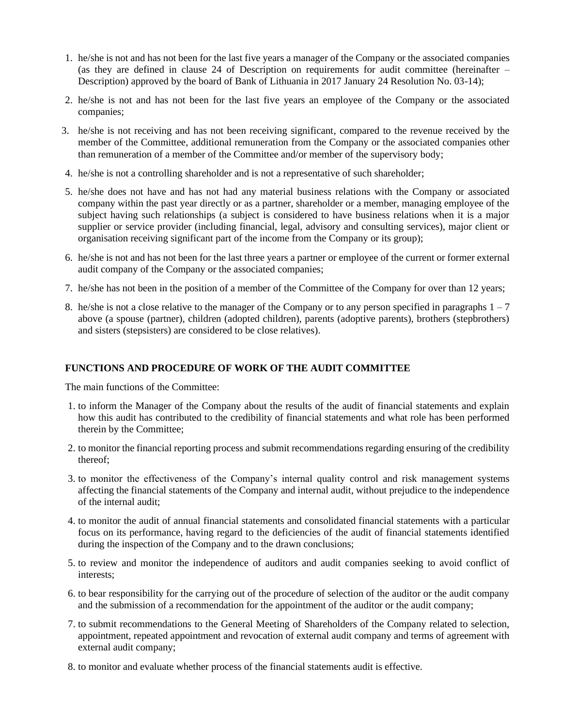1. he/she is not and has not been for the last five years a manager of the Company or the associated companies (as they are defined in clause 24 of Description on requirements for audit committee (hereinafter – Description) approved by the board of Bank of Lithuania in 2017 January 24 Resolution No. 03-14);
2. he/she is not and has not been for the last five years an employee of the Company or the associated companies;
3. he/she is not receiving and has not been receiving significant, compared to the revenue received by the member of the Committee, additional remuneration from the Company or the associated companies other than remuneration of a member of the Committee and/or member of the supervisory body;
4. he/she is not a controlling shareholder and is not a representative of such shareholder;
5. he/she does not have and has not had any material business relations with the Company or associated company within the past year directly or as a partner, shareholder or a member, managing employee of the subject having such relationships (a subject is considered to have business relations when it is a major supplier or service provider (including financial, legal, advisory and consulting services), major client or organisation receiving significant part of the income from the Company or its group);
6. he/she is not and has not been for the last three years a partner or employee of the current or former external audit company of the Company or the associated companies;
7. he/she has not been in the position of a member of the Committee of the Company for over than 12 years;
8. he/she is not a close relative to the manager of the Company or to any person specified in paragraphs 1 – 7 above (a spouse (partner), children (adopted children), parents (adoptive parents), brothers (stepbrothers) and sisters (stepsisters) are considered to be close relatives).

## FUNCTIONS AND PROCEDURE OF WORK OF THE AUDIT COMMITTEE

The main functions of the Committee:

1. to inform the Manager of the Company about the results of the audit of financial statements and explain how this audit has contributed to the credibility of financial statements and what role has been performed therein by the Committee;
2. to monitor the financial reporting process and submit recommendations regarding ensuring of the credibility thereof;
3. to monitor the effectiveness of the Company's internal quality control and risk management systems affecting the financial statements of the Company and internal audit, without prejudice to the independence of the internal audit;
4. to monitor the audit of annual financial statements and consolidated financial statements with a particular focus on its performance, having regard to the deficiencies of the audit of financial statements identified during the inspection of the Company and to the drawn conclusions;
5. to review and monitor the independence of auditors and audit companies seeking to avoid conflict of interests;
6. to bear responsibility for the carrying out of the procedure of selection of the auditor or the audit company and the submission of a recommendation for the appointment of the auditor or the audit company;
7. to submit recommendations to the General Meeting of Shareholders of the Company related to selection, appointment, repeated appointment and revocation of external audit company and terms of agreement with external audit company;
8. to monitor and evaluate whether process of the financial statements audit is effective.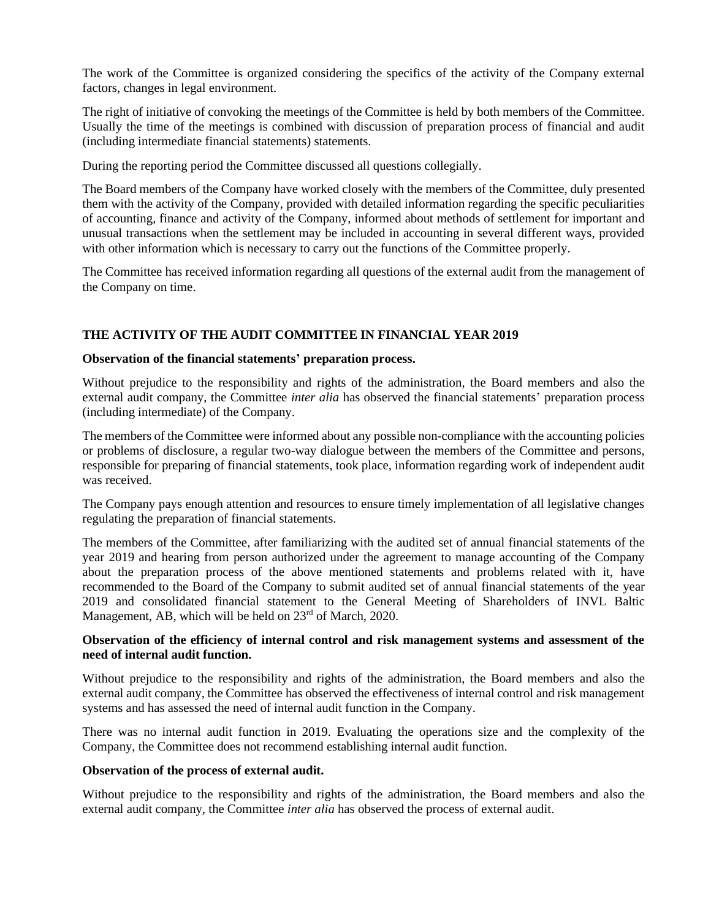The work of the Committee is organized considering the specifics of the activity of the Company external factors, changes in legal environment.

The right of initiative of convoking the meetings of the Committee is held by both members of the Committee. Usually the time of the meetings is combined with discussion of preparation process of financial and audit (including intermediate financial statements) statements.

During the reporting period the Committee discussed all questions collegially.

The Board members of the Company have worked closely with the members of the Committee, duly presented them with the activity of the Company, provided with detailed information regarding the specific peculiarities of accounting, finance and activity of the Company, informed about methods of settlement for important and unusual transactions when the settlement may be included in accounting in several different ways, provided with other information which is necessary to carry out the functions of the Committee properly.

The Committee has received information regarding all questions of the external audit from the management of the Company on time.

## THE ACTIVITY OF THE AUDIT COMMITTEE IN FINANCIAL YEAR 2019

**Observation of the financial statements' preparation process.**

Without prejudice to the responsibility and rights of the administration, the Board members and also the external audit company, the Committee *inter alia* has observed the financial statements' preparation process (including intermediate) of the Company.

The members of the Committee were informed about any possible non-compliance with the accounting policies or problems of disclosure, a regular two-way dialogue between the members of the Committee and persons, responsible for preparing of financial statements, took place, information regarding work of independent audit was received.

The Company pays enough attention and resources to ensure timely implementation of all legislative changes regulating the preparation of financial statements.

The members of the Committee, after familiarizing with the audited set of annual financial statements of the year 2019 and hearing from person authorized under the agreement to manage accounting of the Company about the preparation process of the above mentioned statements and problems related with it, have recommended to the Board of the Company to submit audited set of annual financial statements of the year 2019 and consolidated financial statement to the General Meeting of Shareholders of INVL Baltic Management, AB, which will be held on 23rd of March, 2020.

**Observation of the efficiency of internal control and risk management systems and assessment of the need of internal audit function.**

Without prejudice to the responsibility and rights of the administration, the Board members and also the external audit company, the Committee has observed the effectiveness of internal control and risk management systems and has assessed the need of internal audit function in the Company.

There was no internal audit function in 2019. Evaluating the operations size and the complexity of the Company, the Committee does not recommend establishing internal audit function.

**Observation of the process of external audit.**

Without prejudice to the responsibility and rights of the administration, the Board members and also the external audit company, the Committee *inter alia* has observed the process of external audit.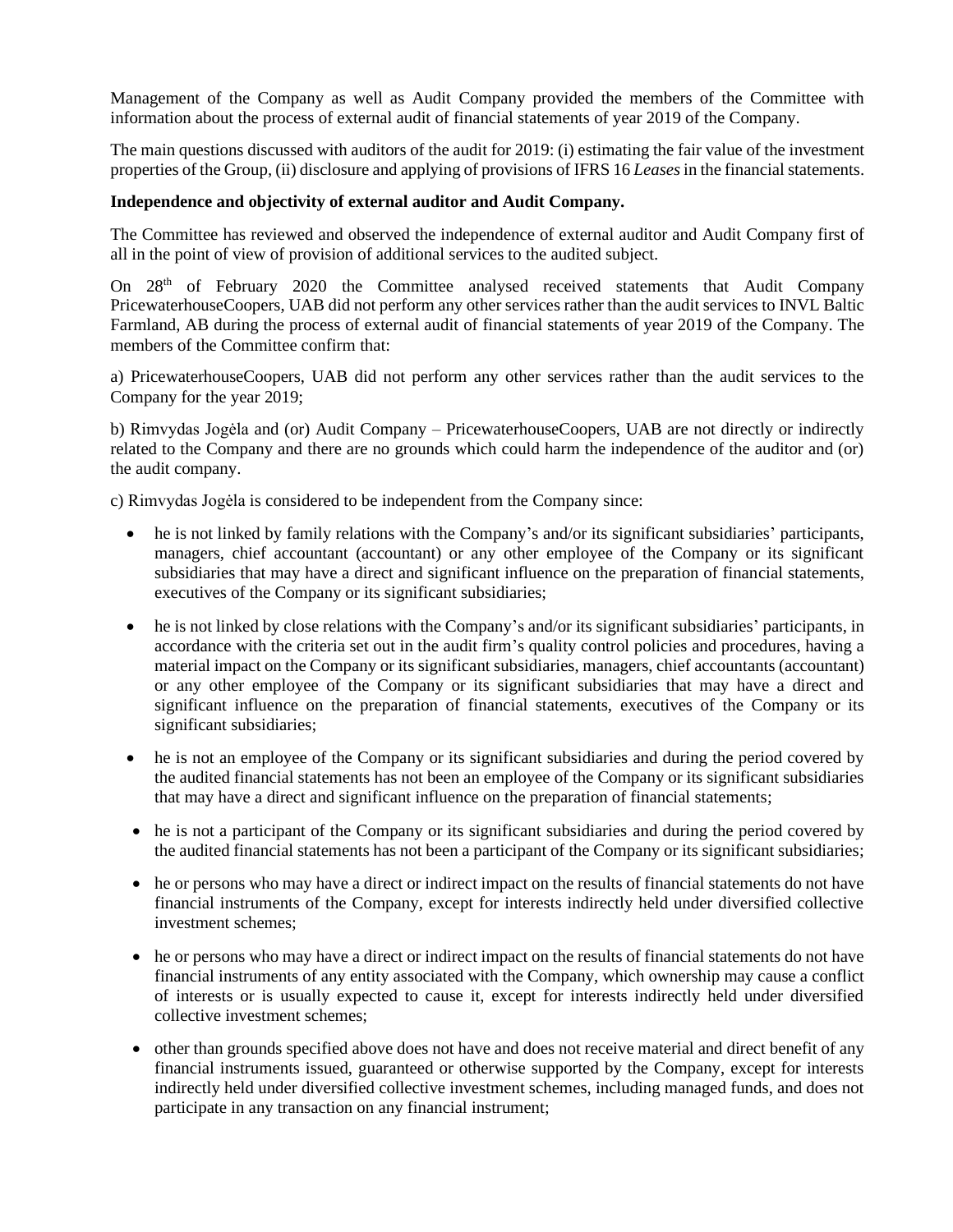Management of the Company as well as Audit Company provided the members of the Committee with information about the process of external audit of financial statements of year 2019 of the Company.

The main questions discussed with auditors of the audit for 2019: (i) estimating the fair value of the investment properties of the Group, (ii) disclosure and applying of provisions of IFRS 16 *Leases* in the financial statements.

**Independence and objectivity of external auditor and Audit Company.**

The Committee has reviewed and observed the independence of external auditor and Audit Company first of all in the point of view of provision of additional services to the audited subject.

On 28th of February 2020 the Committee analysed received statements that Audit Company PricewaterhouseCoopers, UAB did not perform any other services rather than the audit services to INVL Baltic Farmland, AB during the process of external audit of financial statements of year 2019 of the Company. The members of the Committee confirm that:

a) PricewaterhouseCoopers, UAB did not perform any other services rather than the audit services to the Company for the year 2019;

b) Rimvydas Jogėla and (or) Audit Company – PricewaterhouseCoopers, UAB are not directly or indirectly related to the Company and there are no grounds which could harm the independence of the auditor and (or) the audit company.

c) Rimvydas Jogėla is considered to be independent from the Company since:

- he is not linked by family relations with the Company's and/or its significant subsidiaries' participants, managers, chief accountant (accountant) or any other employee of the Company or its significant subsidiaries that may have a direct and significant influence on the preparation of financial statements, executives of the Company or its significant subsidiaries;
- he is not linked by close relations with the Company's and/or its significant subsidiaries' participants, in accordance with the criteria set out in the audit firm's quality control policies and procedures, having a material impact on the Company or its significant subsidiaries, managers, chief accountants (accountant) or any other employee of the Company or its significant subsidiaries that may have a direct and significant influence on the preparation of financial statements, executives of the Company or its significant subsidiaries;
- he is not an employee of the Company or its significant subsidiaries and during the period covered by the audited financial statements has not been an employee of the Company or its significant subsidiaries that may have a direct and significant influence on the preparation of financial statements;
- he is not a participant of the Company or its significant subsidiaries and during the period covered by the audited financial statements has not been a participant of the Company or its significant subsidiaries;
- he or persons who may have a direct or indirect impact on the results of financial statements do not have financial instruments of the Company, except for interests indirectly held under diversified collective investment schemes;
- he or persons who may have a direct or indirect impact on the results of financial statements do not have financial instruments of any entity associated with the Company, which ownership may cause a conflict of interests or is usually expected to cause it, except for interests indirectly held under diversified collective investment schemes;
- other than grounds specified above does not have and does not receive material and direct benefit of any financial instruments issued, guaranteed or otherwise supported by the Company, except for interests indirectly held under diversified collective investment schemes, including managed funds, and does not participate in any transaction on any financial instrument;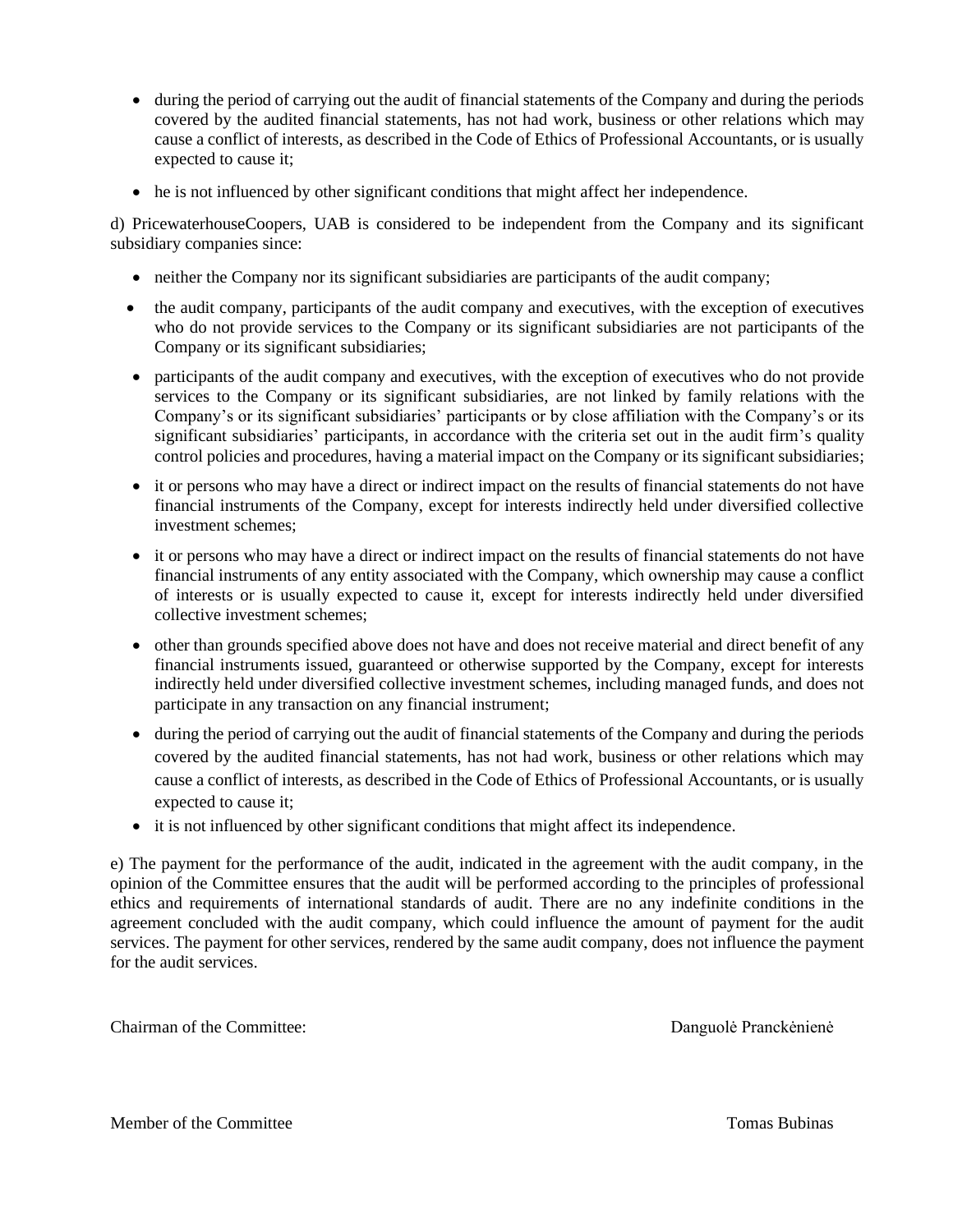- during the period of carrying out the audit of financial statements of the Company and during the periods covered by the audited financial statements, has not had work, business or other relations which may cause a conflict of interests, as described in the Code of Ethics of Professional Accountants, or is usually expected to cause it;
- he is not influenced by other significant conditions that might affect her independence.

d) PricewaterhouseCoopers, UAB is considered to be independent from the Company and its significant subsidiary companies since:

- neither the Company nor its significant subsidiaries are participants of the audit company;
- the audit company, participants of the audit company and executives, with the exception of executives who do not provide services to the Company or its significant subsidiaries are not participants of the Company or its significant subsidiaries;
- participants of the audit company and executives, with the exception of executives who do not provide services to the Company or its significant subsidiaries, are not linked by family relations with the Company's or its significant subsidiaries' participants or by close affiliation with the Company's or its significant subsidiaries' participants, in accordance with the criteria set out in the audit firm's quality control policies and procedures, having a material impact on the Company or its significant subsidiaries;
- it or persons who may have a direct or indirect impact on the results of financial statements do not have financial instruments of the Company, except for interests indirectly held under diversified collective investment schemes;
- it or persons who may have a direct or indirect impact on the results of financial statements do not have financial instruments of any entity associated with the Company, which ownership may cause a conflict of interests or is usually expected to cause it, except for interests indirectly held under diversified collective investment schemes;
- other than grounds specified above does not have and does not receive material and direct benefit of any financial instruments issued, guaranteed or otherwise supported by the Company, except for interests indirectly held under diversified collective investment schemes, including managed funds, and does not participate in any transaction on any financial instrument;
- during the period of carrying out the audit of financial statements of the Company and during the periods covered by the audited financial statements, has not had work, business or other relations which may cause a conflict of interests, as described in the Code of Ethics of Professional Accountants, or is usually expected to cause it;
- it is not influenced by other significant conditions that might affect its independence.

e) The payment for the performance of the audit, indicated in the agreement with the audit company, in the opinion of the Committee ensures that the audit will be performed according to the principles of professional ethics and requirements of international standards of audit. There are no any indefinite conditions in the agreement concluded with the audit company, which could influence the amount of payment for the audit services. The payment for other services, rendered by the same audit company, does not influence the payment for the audit services.

Chairman of the Committee: Danguolė Pranckėnienė

Member of the Committee Tomas Bubinas